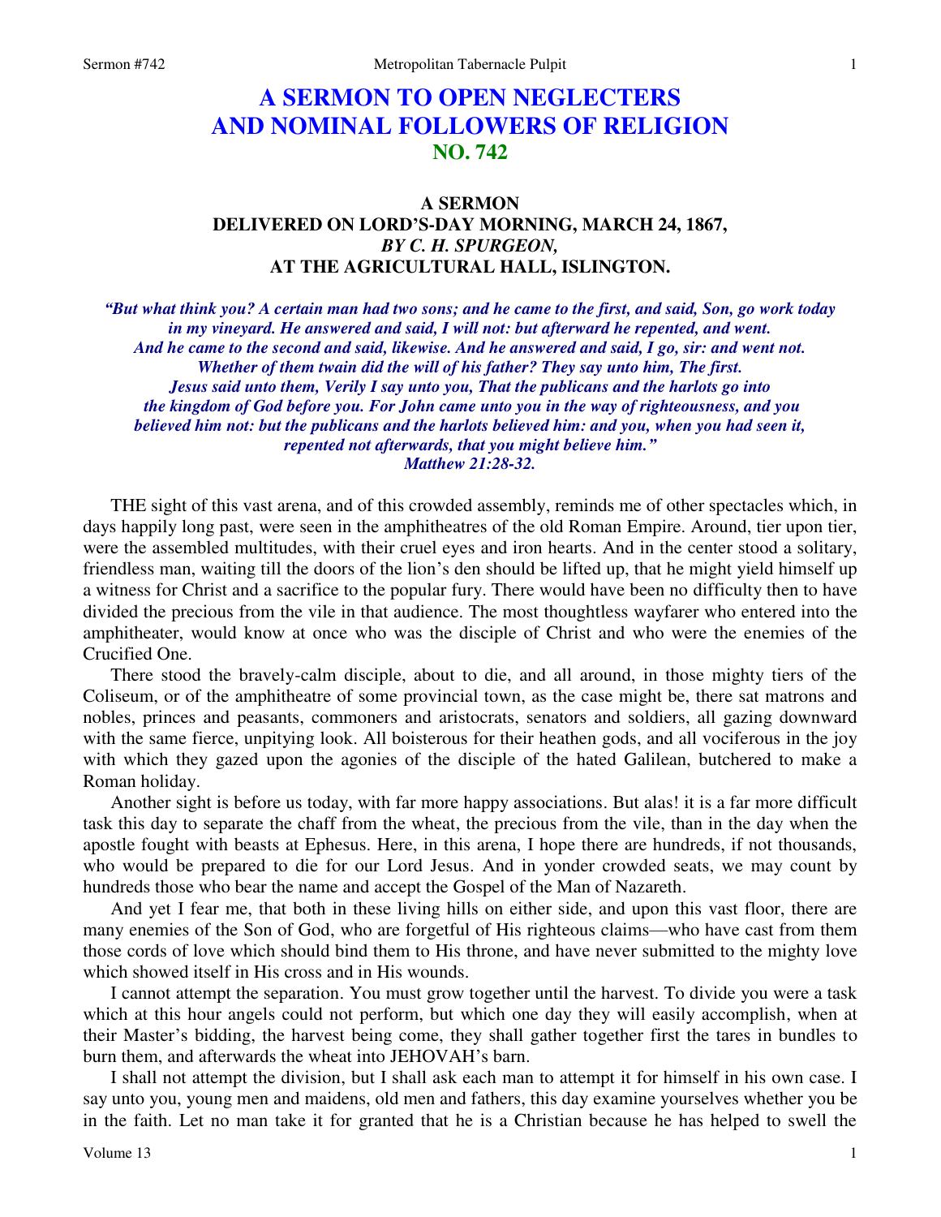# A SERMON TO OPEN NEGLECTERS AND NOMINAL FOLLOWERS OF RELIGION
## NO. 742

### A SERMON DELIVERED ON LORD'S-DAY MORNING, MARCH 24, 1867, *BY C. H. SPURGEON,* AT THE AGRICULTURAL HALL, ISLINGTON.

*"But what think you? A certain man had two sons; and he came to the first, and said, Son, go work today in my vineyard. He answered and said, I will not: but afterward he repented, and went. And he came to the second and said, likewise. And he answered and said, I go, sir: and went not. Whether of them twain did the will of his father? They say unto him, The first. Jesus said unto them, Verily I say unto you, That the publicans and the harlots go into the kingdom of God before you. For John came unto you in the way of righteousness, and you believed him not: but the publicans and the harlots believed him: and you, when you had seen it, repented not afterwards, that you might believe him."*
*Matthew 21:28-32.*

THE sight of this vast arena, and of this crowded assembly, reminds me of other spectacles which, in days happily long past, were seen in the amphitheatres of the old Roman Empire. Around, tier upon tier, were the assembled multitudes, with their cruel eyes and iron hearts. And in the center stood a solitary, friendless man, waiting till the doors of the lion's den should be lifted up, that he might yield himself up a witness for Christ and a sacrifice to the popular fury. There would have been no difficulty then to have divided the precious from the vile in that audience. The most thoughtless wayfarer who entered into the amphitheater, would know at once who was the disciple of Christ and who were the enemies of the Crucified One.

There stood the bravely-calm disciple, about to die, and all around, in those mighty tiers of the Coliseum, or of the amphitheatre of some provincial town, as the case might be, there sat matrons and nobles, princes and peasants, commoners and aristocrats, senators and soldiers, all gazing downward with the same fierce, unpitying look. All boisterous for their heathen gods, and all vociferous in the joy with which they gazed upon the agonies of the disciple of the hated Galilean, butchered to make a Roman holiday.

Another sight is before us today, with far more happy associations. But alas! it is a far more difficult task this day to separate the chaff from the wheat, the precious from the vile, than in the day when the apostle fought with beasts at Ephesus. Here, in this arena, I hope there are hundreds, if not thousands, who would be prepared to die for our Lord Jesus. And in yonder crowded seats, we may count by hundreds those who bear the name and accept the Gospel of the Man of Nazareth.

And yet I fear me, that both in these living hills on either side, and upon this vast floor, there are many enemies of the Son of God, who are forgetful of His righteous claims—who have cast from them those cords of love which should bind them to His throne, and have never submitted to the mighty love which showed itself in His cross and in His wounds.

I cannot attempt the separation. You must grow together until the harvest. To divide you were a task which at this hour angels could not perform, but which one day they will easily accomplish, when at their Master's bidding, the harvest being come, they shall gather together first the tares in bundles to burn them, and afterwards the wheat into JEHOVAH's barn.

I shall not attempt the division, but I shall ask each man to attempt it for himself in his own case. I say unto you, young men and maidens, old men and fathers, this day examine yourselves whether you be in the faith. Let no man take it for granted that he is a Christian because he has helped to swell the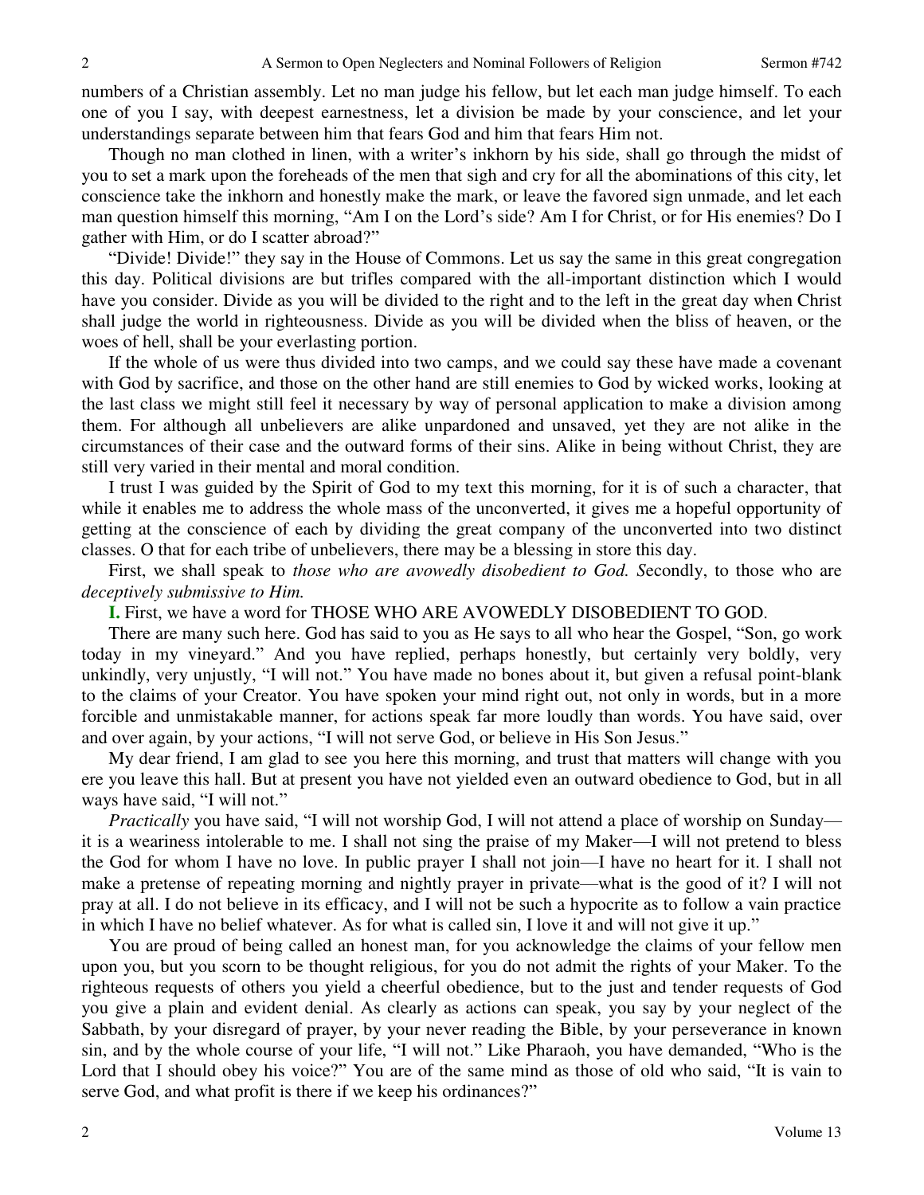numbers of a Christian assembly. Let no man judge his fellow, but let each man judge himself. To each one of you I say, with deepest earnestness, let a division be made by your conscience, and let your understandings separate between him that fears God and him that fears Him not.

Though no man clothed in linen, with a writer's inkhorn by his side, shall go through the midst of you to set a mark upon the foreheads of the men that sigh and cry for all the abominations of this city, let conscience take the inkhorn and honestly make the mark, or leave the favored sign unmade, and let each man question himself this morning, "Am I on the Lord's side? Am I for Christ, or for His enemies? Do I gather with Him, or do I scatter abroad?"

"Divide! Divide!" they say in the House of Commons. Let us say the same in this great congregation this day. Political divisions are but trifles compared with the all-important distinction which I would have you consider. Divide as you will be divided to the right and to the left in the great day when Christ shall judge the world in righteousness. Divide as you will be divided when the bliss of heaven, or the woes of hell, shall be your everlasting portion.

If the whole of us were thus divided into two camps, and we could say these have made a covenant with God by sacrifice, and those on the other hand are still enemies to God by wicked works, looking at the last class we might still feel it necessary by way of personal application to make a division among them. For although all unbelievers are alike unpardoned and unsaved, yet they are not alike in the circumstances of their case and the outward forms of their sins. Alike in being without Christ, they are still very varied in their mental and moral condition.

I trust I was guided by the Spirit of God to my text this morning, for it is of such a character, that while it enables me to address the whole mass of the unconverted, it gives me a hopeful opportunity of getting at the conscience of each by dividing the great company of the unconverted into two distinct classes. O that for each tribe of unbelievers, there may be a blessing in store this day.

First, we shall speak to *those who are avowedly disobedient to God. S*econdly, to those who are *deceptively submissive to Him.*

**I.** First, we have a word for THOSE WHO ARE AVOWEDLY DISOBEDIENT TO GOD.

There are many such here. God has said to you as He says to all who hear the Gospel, "Son, go work today in my vineyard." And you have replied, perhaps honestly, but certainly very boldly, very unkindly, very unjustly, "I will not." You have made no bones about it, but given a refusal point-blank to the claims of your Creator. You have spoken your mind right out, not only in words, but in a more forcible and unmistakable manner, for actions speak far more loudly than words. You have said, over and over again, by your actions, "I will not serve God, or believe in His Son Jesus."

My dear friend, I am glad to see you here this morning, and trust that matters will change with you ere you leave this hall. But at present you have not yielded even an outward obedience to God, but in all ways have said, "I will not."

*Practically* you have said, "I will not worship God, I will not attend a place of worship on Sunday—it is a weariness intolerable to me. I shall not sing the praise of my Maker—I will not pretend to bless the God for whom I have no love. In public prayer I shall not join—I have no heart for it. I shall not make a pretense of repeating morning and nightly prayer in private—what is the good of it? I will not pray at all. I do not believe in its efficacy, and I will not be such a hypocrite as to follow a vain practice in which I have no belief whatever. As for what is called sin, I love it and will not give it up."

You are proud of being called an honest man, for you acknowledge the claims of your fellow men upon you, but you scorn to be thought religious, for you do not admit the rights of your Maker. To the righteous requests of others you yield a cheerful obedience, but to the just and tender requests of God you give a plain and evident denial. As clearly as actions can speak, you say by your neglect of the Sabbath, by your disregard of prayer, by your never reading the Bible, by your perseverance in known sin, and by the whole course of your life, "I will not." Like Pharaoh, you have demanded, "Who is the Lord that I should obey his voice?" You are of the same mind as those of old who said, "It is vain to serve God, and what profit is there if we keep his ordinances?"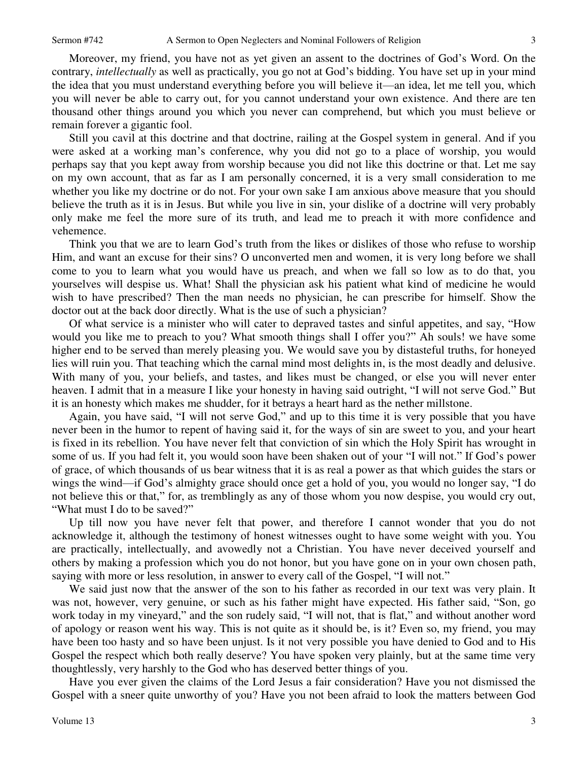Moreover, my friend, you have not as yet given an assent to the doctrines of God's Word. On the contrary, *intellectually* as well as practically, you go not at God's bidding. You have set up in your mind the idea that you must understand everything before you will believe it—an idea, let me tell you, which you will never be able to carry out, for you cannot understand your own existence. And there are ten thousand other things around you which you never can comprehend, but which you must believe or remain forever a gigantic fool.

Still you cavil at this doctrine and that doctrine, railing at the Gospel system in general. And if you were asked at a working man's conference, why you did not go to a place of worship, you would perhaps say that you kept away from worship because you did not like this doctrine or that. Let me say on my own account, that as far as I am personally concerned, it is a very small consideration to me whether you like my doctrine or do not. For your own sake I am anxious above measure that you should believe the truth as it is in Jesus. But while you live in sin, your dislike of a doctrine will very probably only make me feel the more sure of its truth, and lead me to preach it with more confidence and vehemence.

Think you that we are to learn God's truth from the likes or dislikes of those who refuse to worship Him, and want an excuse for their sins? O unconverted men and women, it is very long before we shall come to you to learn what you would have us preach, and when we fall so low as to do that, you yourselves will despise us. What! Shall the physician ask his patient what kind of medicine he would wish to have prescribed? Then the man needs no physician, he can prescribe for himself. Show the doctor out at the back door directly. What is the use of such a physician?

Of what service is a minister who will cater to depraved tastes and sinful appetites, and say, "How would you like me to preach to you? What smooth things shall I offer you?" Ah souls! we have some higher end to be served than merely pleasing you. We would save you by distasteful truths, for honeyed lies will ruin you. That teaching which the carnal mind most delights in, is the most deadly and delusive. With many of you, your beliefs, and tastes, and likes must be changed, or else you will never enter heaven. I admit that in a measure I like your honesty in having said outright, "I will not serve God." But it is an honesty which makes me shudder, for it betrays a heart hard as the nether millstone.

Again, you have said, "I will not serve God," and up to this time it is very possible that you have never been in the humor to repent of having said it, for the ways of sin are sweet to you, and your heart is fixed in its rebellion. You have never felt that conviction of sin which the Holy Spirit has wrought in some of us. If you had felt it, you would soon have been shaken out of your "I will not." If God's power of grace, of which thousands of us bear witness that it is as real a power as that which guides the stars or wings the wind—if God's almighty grace should once get a hold of you, you would no longer say, "I do not believe this or that," for, as tremblingly as any of those whom you now despise, you would cry out, "What must I do to be saved?"

Up till now you have never felt that power, and therefore I cannot wonder that you do not acknowledge it, although the testimony of honest witnesses ought to have some weight with you. You are practically, intellectually, and avowedly not a Christian. You have never deceived yourself and others by making a profession which you do not honor, but you have gone on in your own chosen path, saying with more or less resolution, in answer to every call of the Gospel, "I will not."

We said just now that the answer of the son to his father as recorded in our text was very plain. It was not, however, very genuine, or such as his father might have expected. His father said, "Son, go work today in my vineyard," and the son rudely said, "I will not, that is flat," and without another word of apology or reason went his way. This is not quite as it should be, is it? Even so, my friend, you may have been too hasty and so have been unjust. Is it not very possible you have denied to God and to His Gospel the respect which both really deserve? You have spoken very plainly, but at the same time very thoughtlessly, very harshly to the God who has deserved better things of you.

Have you ever given the claims of the Lord Jesus a fair consideration? Have you not dismissed the Gospel with a sneer quite unworthy of you? Have you not been afraid to look the matters between God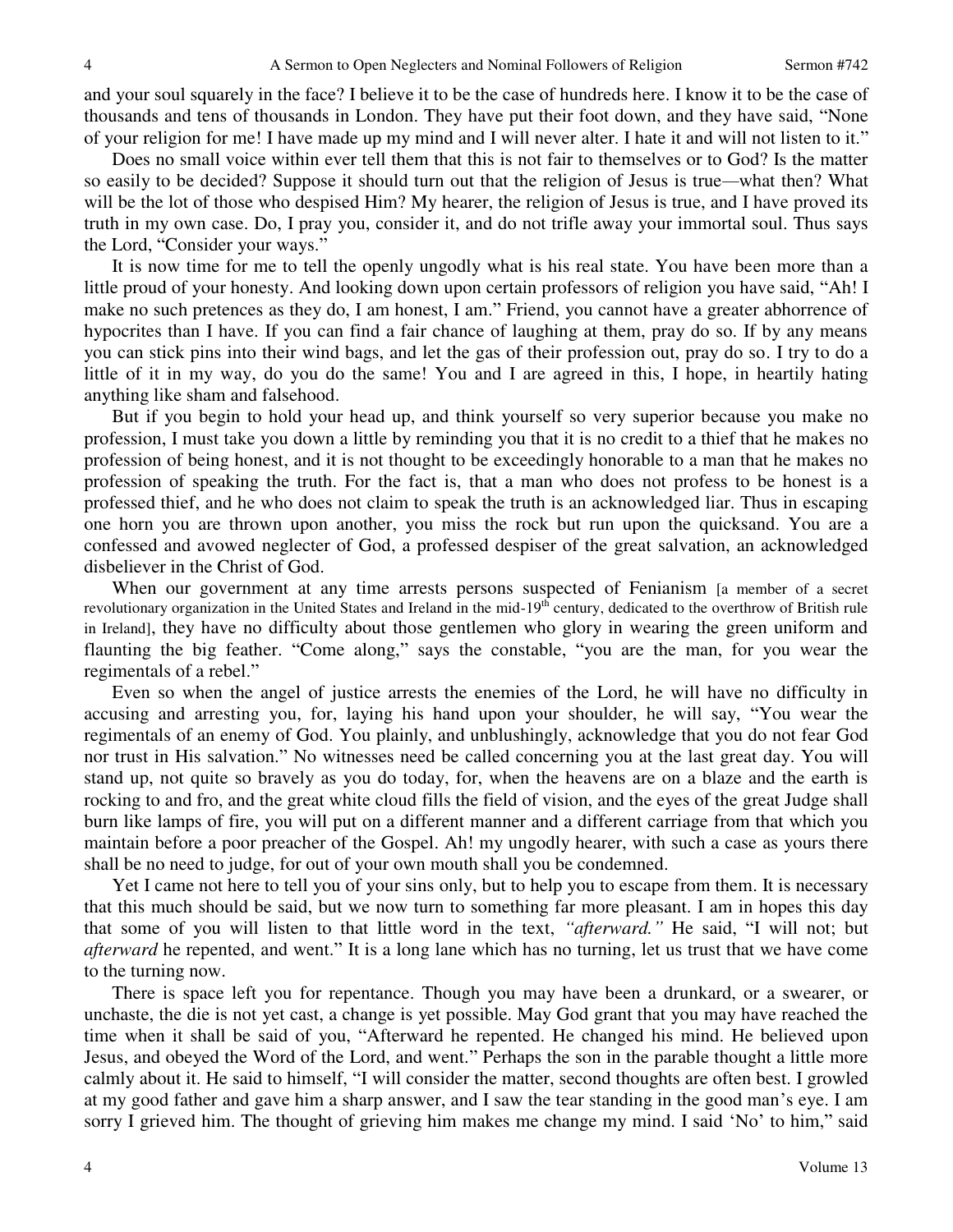and your soul squarely in the face? I believe it to be the case of hundreds here. I know it to be the case of thousands and tens of thousands in London. They have put their foot down, and they have said, "None of your religion for me! I have made up my mind and I will never alter. I hate it and will not listen to it."

Does no small voice within ever tell them that this is not fair to themselves or to God? Is the matter so easily to be decided? Suppose it should turn out that the religion of Jesus is true—what then? What will be the lot of those who despised Him? My hearer, the religion of Jesus is true, and I have proved its truth in my own case. Do, I pray you, consider it, and do not trifle away your immortal soul. Thus says the Lord, "Consider your ways."

It is now time for me to tell the openly ungodly what is his real state. You have been more than a little proud of your honesty. And looking down upon certain professors of religion you have said, "Ah! I make no such pretences as they do, I am honest, I am." Friend, you cannot have a greater abhorrence of hypocrites than I have. If you can find a fair chance of laughing at them, pray do so. If by any means you can stick pins into their wind bags, and let the gas of their profession out, pray do so. I try to do a little of it in my way, do you do the same! You and I are agreed in this, I hope, in heartily hating anything like sham and falsehood.

But if you begin to hold your head up, and think yourself so very superior because you make no profession, I must take you down a little by reminding you that it is no credit to a thief that he makes no profession of being honest, and it is not thought to be exceedingly honorable to a man that he makes no profession of speaking the truth. For the fact is, that a man who does not profess to be honest is a professed thief, and he who does not claim to speak the truth is an acknowledged liar. Thus in escaping one horn you are thrown upon another, you miss the rock but run upon the quicksand. You are a confessed and avowed neglecter of God, a professed despiser of the great salvation, an acknowledged disbeliever in the Christ of God.

When our government at any time arrests persons suspected of Fenianism [a member of a secret revolutionary organization in the United States and Ireland in the mid-19th century, dedicated to the overthrow of British rule in Ireland], they have no difficulty about those gentlemen who glory in wearing the green uniform and flaunting the big feather. "Come along," says the constable, "you are the man, for you wear the regimentals of a rebel."

Even so when the angel of justice arrests the enemies of the Lord, he will have no difficulty in accusing and arresting you, for, laying his hand upon your shoulder, he will say, "You wear the regimentals of an enemy of God. You plainly, and unblushingly, acknowledge that you do not fear God nor trust in His salvation." No witnesses need be called concerning you at the last great day. You will stand up, not quite so bravely as you do today, for, when the heavens are on a blaze and the earth is rocking to and fro, and the great white cloud fills the field of vision, and the eyes of the great Judge shall burn like lamps of fire, you will put on a different manner and a different carriage from that which you maintain before a poor preacher of the Gospel. Ah! my ungodly hearer, with such a case as yours there shall be no need to judge, for out of your own mouth shall you be condemned.

Yet I came not here to tell you of your sins only, but to help you to escape from them. It is necessary that this much should be said, but we now turn to something far more pleasant. I am in hopes this day that some of you will listen to that little word in the text, *"afterward."* He said, "I will not; but *afterward* he repented, and went." It is a long lane which has no turning, let us trust that we have come to the turning now.

There is space left you for repentance. Though you may have been a drunkard, or a swearer, or unchaste, the die is not yet cast, a change is yet possible. May God grant that you may have reached the time when it shall be said of you, "Afterward he repented. He changed his mind. He believed upon Jesus, and obeyed the Word of the Lord, and went." Perhaps the son in the parable thought a little more calmly about it. He said to himself, "I will consider the matter, second thoughts are often best. I growled at my good father and gave him a sharp answer, and I saw the tear standing in the good man's eye. I am sorry I grieved him. The thought of grieving him makes me change my mind. I said 'No' to him," said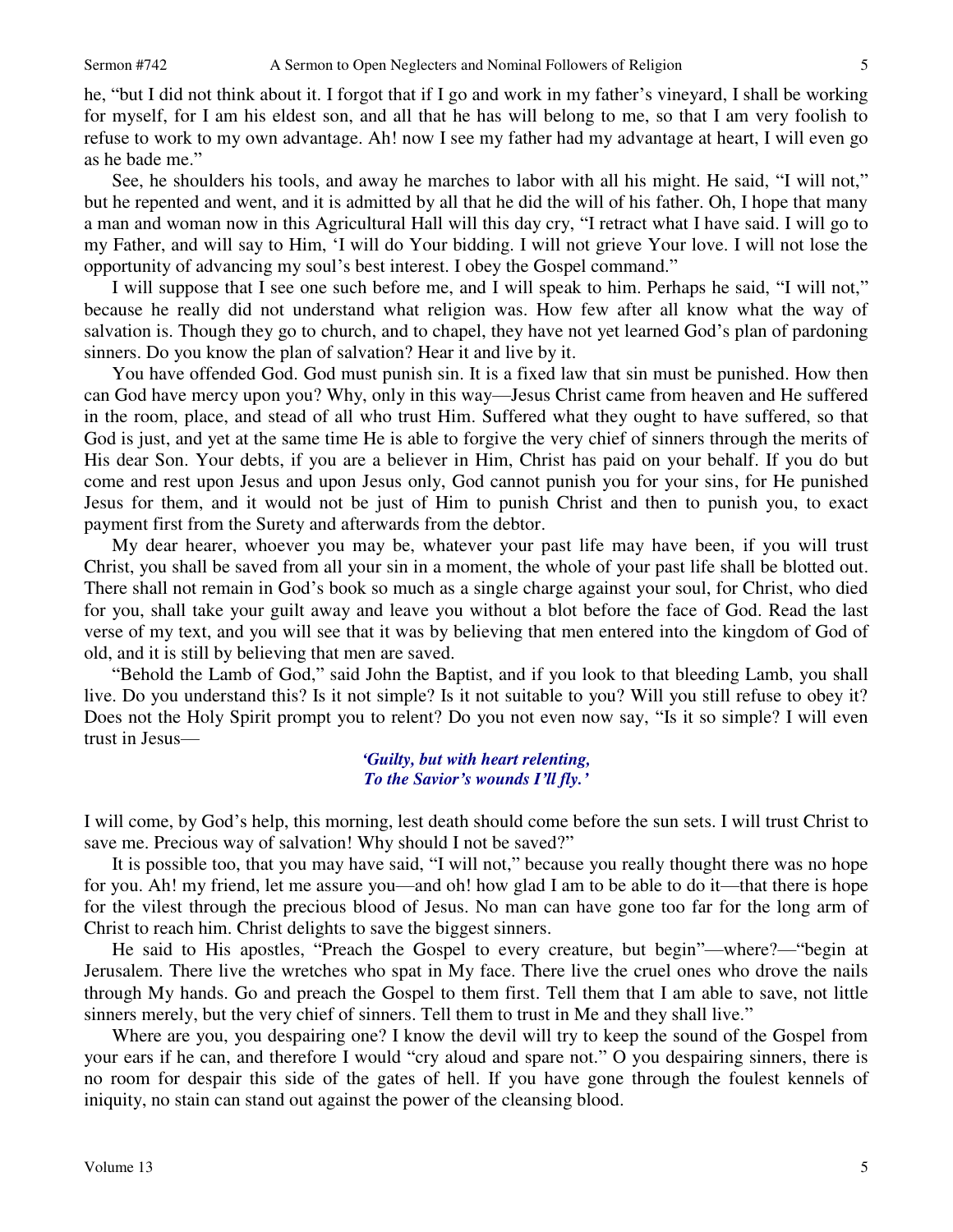he, "but I did not think about it. I forgot that if I go and work in my father's vineyard, I shall be working for myself, for I am his eldest son, and all that he has will belong to me, so that I am very foolish to refuse to work to my own advantage. Ah! now I see my father had my advantage at heart, I will even go as he bade me."

See, he shoulders his tools, and away he marches to labor with all his might. He said, "I will not," but he repented and went, and it is admitted by all that he did the will of his father. Oh, I hope that many a man and woman now in this Agricultural Hall will this day cry, "I retract what I have said. I will go to my Father, and will say to Him, 'I will do Your bidding. I will not grieve Your love. I will not lose the opportunity of advancing my soul's best interest. I obey the Gospel command."

I will suppose that I see one such before me, and I will speak to him. Perhaps he said, "I will not," because he really did not understand what religion was. How few after all know what the way of salvation is. Though they go to church, and to chapel, they have not yet learned God's plan of pardoning sinners. Do you know the plan of salvation? Hear it and live by it.

You have offended God. God must punish sin. It is a fixed law that sin must be punished. How then can God have mercy upon you? Why, only in this way—Jesus Christ came from heaven and He suffered in the room, place, and stead of all who trust Him. Suffered what they ought to have suffered, so that God is just, and yet at the same time He is able to forgive the very chief of sinners through the merits of His dear Son. Your debts, if you are a believer in Him, Christ has paid on your behalf. If you do but come and rest upon Jesus and upon Jesus only, God cannot punish you for your sins, for He punished Jesus for them, and it would not be just of Him to punish Christ and then to punish you, to exact payment first from the Surety and afterwards from the debtor.

My dear hearer, whoever you may be, whatever your past life may have been, if you will trust Christ, you shall be saved from all your sin in a moment, the whole of your past life shall be blotted out. There shall not remain in God's book so much as a single charge against your soul, for Christ, who died for you, shall take your guilt away and leave you without a blot before the face of God. Read the last verse of my text, and you will see that it was by believing that men entered into the kingdom of God of old, and it is still by believing that men are saved.

"Behold the Lamb of God," said John the Baptist, and if you look to that bleeding Lamb, you shall live. Do you understand this? Is it not simple? Is it not suitable to you? Will you still refuse to obey it? Does not the Holy Spirit prompt you to relent? Do you not even now say, "Is it so simple? I will even trust in Jesus—

*'Guilty, but with heart relenting,*
*To the Savior's wounds I'll fly.'*

I will come, by God's help, this morning, lest death should come before the sun sets. I will trust Christ to save me. Precious way of salvation! Why should I not be saved?"

It is possible too, that you may have said, "I will not," because you really thought there was no hope for you. Ah! my friend, let me assure you—and oh! how glad I am to be able to do it—that there is hope for the vilest through the precious blood of Jesus. No man can have gone too far for the long arm of Christ to reach him. Christ delights to save the biggest sinners.

He said to His apostles, "Preach the Gospel to every creature, but begin"—where?—"begin at Jerusalem. There live the wretches who spat in My face. There live the cruel ones who drove the nails through My hands. Go and preach the Gospel to them first. Tell them that I am able to save, not little sinners merely, but the very chief of sinners. Tell them to trust in Me and they shall live."

Where are you, you despairing one? I know the devil will try to keep the sound of the Gospel from your ears if he can, and therefore I would "cry aloud and spare not." O you despairing sinners, there is no room for despair this side of the gates of hell. If you have gone through the foulest kennels of iniquity, no stain can stand out against the power of the cleansing blood.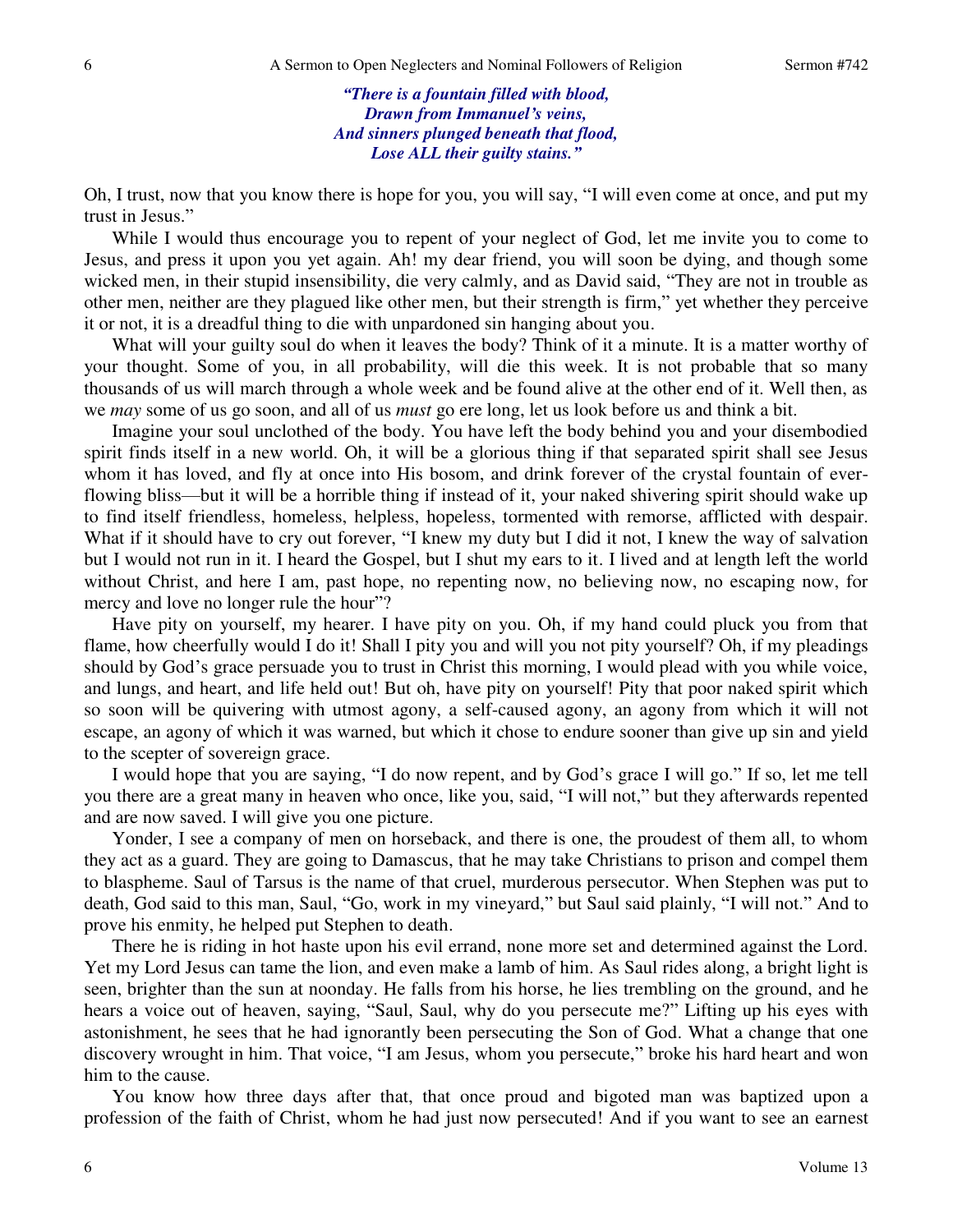*"There is a fountain filled with blood,*
*Drawn from Immanuel's veins,*
*And sinners plunged beneath that flood,*
*Lose ALL their guilty stains."*

Oh, I trust, now that you know there is hope for you, you will say, "I will even come at once, and put my trust in Jesus."

While I would thus encourage you to repent of your neglect of God, let me invite you to come to Jesus, and press it upon you yet again. Ah! my dear friend, you will soon be dying, and though some wicked men, in their stupid insensibility, die very calmly, and as David said, "They are not in trouble as other men, neither are they plagued like other men, but their strength is firm," yet whether they perceive it or not, it is a dreadful thing to die with unpardoned sin hanging about you.

What will your guilty soul do when it leaves the body? Think of it a minute. It is a matter worthy of your thought. Some of you, in all probability, will die this week. It is not probable that so many thousands of us will march through a whole week and be found alive at the other end of it. Well then, as we *may* some of us go soon, and all of us *must* go ere long, let us look before us and think a bit.

Imagine your soul unclothed of the body. You have left the body behind you and your disembodied spirit finds itself in a new world. Oh, it will be a glorious thing if that separated spirit shall see Jesus whom it has loved, and fly at once into His bosom, and drink forever of the crystal fountain of ever-flowing bliss—but it will be a horrible thing if instead of it, your naked shivering spirit should wake up to find itself friendless, homeless, helpless, hopeless, tormented with remorse, afflicted with despair. What if it should have to cry out forever, "I knew my duty but I did it not, I knew the way of salvation but I would not run in it. I heard the Gospel, but I shut my ears to it. I lived and at length left the world without Christ, and here I am, past hope, no repenting now, no believing now, no escaping now, for mercy and love no longer rule the hour"?

Have pity on yourself, my hearer. I have pity on you. Oh, if my hand could pluck you from that flame, how cheerfully would I do it! Shall I pity you and will you not pity yourself? Oh, if my pleadings should by God's grace persuade you to trust in Christ this morning, I would plead with you while voice, and lungs, and heart, and life held out! But oh, have pity on yourself! Pity that poor naked spirit which so soon will be quivering with utmost agony, a self-caused agony, an agony from which it will not escape, an agony of which it was warned, but which it chose to endure sooner than give up sin and yield to the scepter of sovereign grace.

I would hope that you are saying, "I do now repent, and by God's grace I will go." If so, let me tell you there are a great many in heaven who once, like you, said, "I will not," but they afterwards repented and are now saved. I will give you one picture.

Yonder, I see a company of men on horseback, and there is one, the proudest of them all, to whom they act as a guard. They are going to Damascus, that he may take Christians to prison and compel them to blaspheme. Saul of Tarsus is the name of that cruel, murderous persecutor. When Stephen was put to death, God said to this man, Saul, "Go, work in my vineyard," but Saul said plainly, "I will not." And to prove his enmity, he helped put Stephen to death.

There he is riding in hot haste upon his evil errand, none more set and determined against the Lord. Yet my Lord Jesus can tame the lion, and even make a lamb of him. As Saul rides along, a bright light is seen, brighter than the sun at noonday. He falls from his horse, he lies trembling on the ground, and he hears a voice out of heaven, saying, "Saul, Saul, why do you persecute me?" Lifting up his eyes with astonishment, he sees that he had ignorantly been persecuting the Son of God. What a change that one discovery wrought in him. That voice, "I am Jesus, whom you persecute," broke his hard heart and won him to the cause.

You know how three days after that, that once proud and bigoted man was baptized upon a profession of the faith of Christ, whom he had just now persecuted! And if you want to see an earnest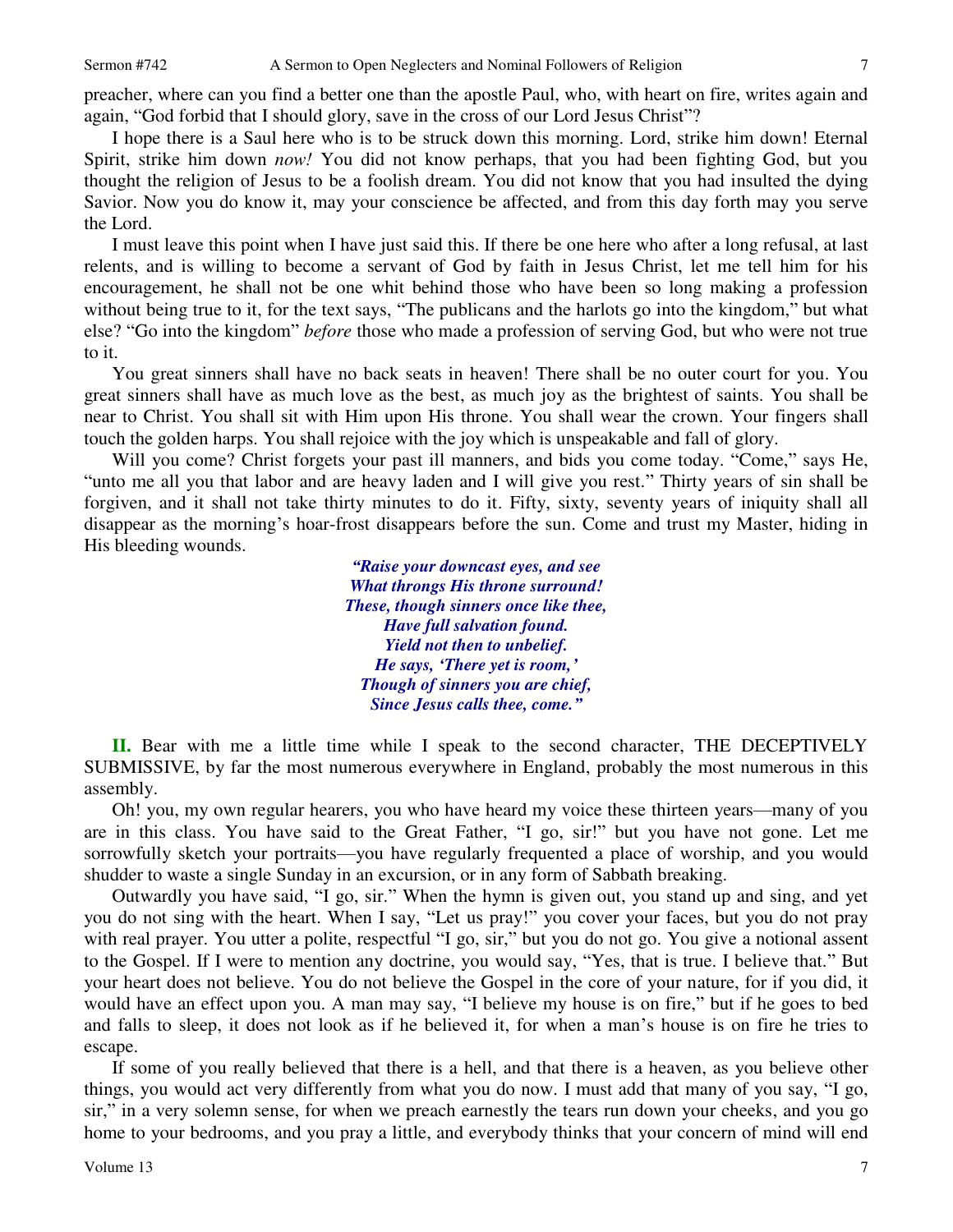preacher, where can you find a better one than the apostle Paul, who, with heart on fire, writes again and again, "God forbid that I should glory, save in the cross of our Lord Jesus Christ"?

I hope there is a Saul here who is to be struck down this morning. Lord, strike him down! Eternal Spirit, strike him down *now!* You did not know perhaps, that you had been fighting God, but you thought the religion of Jesus to be a foolish dream. You did not know that you had insulted the dying Savior. Now you do know it, may your conscience be affected, and from this day forth may you serve the Lord.

I must leave this point when I have just said this. If there be one here who after a long refusal, at last relents, and is willing to become a servant of God by faith in Jesus Christ, let me tell him for his encouragement, he shall not be one whit behind those who have been so long making a profession without being true to it, for the text says, "The publicans and the harlots go into the kingdom," but what else? "Go into the kingdom" *before* those who made a profession of serving God, but who were not true to it.

You great sinners shall have no back seats in heaven! There shall be no outer court for you. You great sinners shall have as much love as the best, as much joy as the brightest of saints. You shall be near to Christ. You shall sit with Him upon His throne. You shall wear the crown. Your fingers shall touch the golden harps. You shall rejoice with the joy which is unspeakable and fall of glory.

Will you come? Christ forgets your past ill manners, and bids you come today. "Come," says He, "unto me all you that labor and are heavy laden and I will give you rest." Thirty years of sin shall be forgiven, and it shall not take thirty minutes to do it. Fifty, sixty, seventy years of iniquity shall all disappear as the morning's hoar-frost disappears before the sun. Come and trust my Master, hiding in His bleeding wounds.

*"Raise your downcast eyes, and see*
*What throngs His throne surround!*
*These, though sinners once like thee,*
*Have full salvation found.*
*Yield not then to unbelief.*
*He says, 'There yet is room,'*
*Though of sinners you are chief,*
*Since Jesus calls thee, come."*

**II.** Bear with me a little time while I speak to the second character, THE DECEPTIVELY SUBMISSIVE, by far the most numerous everywhere in England, probably the most numerous in this assembly.

Oh! you, my own regular hearers, you who have heard my voice these thirteen years—many of you are in this class. You have said to the Great Father, "I go, sir!" but you have not gone. Let me sorrowfully sketch your portraits—you have regularly frequented a place of worship, and you would shudder to waste a single Sunday in an excursion, or in any form of Sabbath breaking.

Outwardly you have said, "I go, sir." When the hymn is given out, you stand up and sing, and yet you do not sing with the heart. When I say, "Let us pray!" you cover your faces, but you do not pray with real prayer. You utter a polite, respectful "I go, sir," but you do not go. You give a notional assent to the Gospel. If I were to mention any doctrine, you would say, "Yes, that is true. I believe that." But your heart does not believe. You do not believe the Gospel in the core of your nature, for if you did, it would have an effect upon you. A man may say, "I believe my house is on fire," but if he goes to bed and falls to sleep, it does not look as if he believed it, for when a man's house is on fire he tries to escape.

If some of you really believed that there is a hell, and that there is a heaven, as you believe other things, you would act very differently from what you do now. I must add that many of you say, "I go, sir," in a very solemn sense, for when we preach earnestly the tears run down your cheeks, and you go home to your bedrooms, and you pray a little, and everybody thinks that your concern of mind will end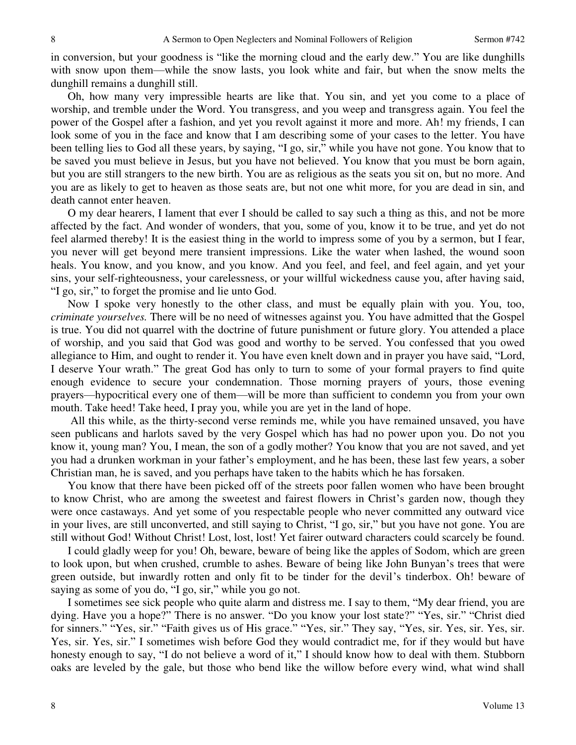in conversion, but your goodness is "like the morning cloud and the early dew." You are like dunghills with snow upon them—while the snow lasts, you look white and fair, but when the snow melts the dunghill remains a dunghill still.

Oh, how many very impressible hearts are like that. You sin, and yet you come to a place of worship, and tremble under the Word. You transgress, and you weep and transgress again. You feel the power of the Gospel after a fashion, and yet you revolt against it more and more. Ah! my friends, I can look some of you in the face and know that I am describing some of your cases to the letter. You have been telling lies to God all these years, by saying, "I go, sir," while you have not gone. You know that to be saved you must believe in Jesus, but you have not believed. You know that you must be born again, but you are still strangers to the new birth. You are as religious as the seats you sit on, but no more. And you are as likely to get to heaven as those seats are, but not one whit more, for you are dead in sin, and death cannot enter heaven.

O my dear hearers, I lament that ever I should be called to say such a thing as this, and not be more affected by the fact. And wonder of wonders, that you, some of you, know it to be true, and yet do not feel alarmed thereby! It is the easiest thing in the world to impress some of you by a sermon, but I fear, you never will get beyond mere transient impressions. Like the water when lashed, the wound soon heals. You know, and you know, and you know. And you feel, and feel, and feel again, and yet your sins, your self-righteousness, your carelessness, or your willful wickedness cause you, after having said, "I go, sir," to forget the promise and lie unto God.

Now I spoke very honestly to the other class, and must be equally plain with you. You, too, *criminate yourselves.* There will be no need of witnesses against you. You have admitted that the Gospel is true. You did not quarrel with the doctrine of future punishment or future glory. You attended a place of worship, and you said that God was good and worthy to be served. You confessed that you owed allegiance to Him, and ought to render it. You have even knelt down and in prayer you have said, "Lord, I deserve Your wrath." The great God has only to turn to some of your formal prayers to find quite enough evidence to secure your condemnation. Those morning prayers of yours, those evening prayers—hypocritical every one of them—will be more than sufficient to condemn you from your own mouth. Take heed! Take heed, I pray you, while you are yet in the land of hope.

All this while, as the thirty-second verse reminds me, while you have remained unsaved, you have seen publicans and harlots saved by the very Gospel which has had no power upon you. Do not you know it, young man? You, I mean, the son of a godly mother? You know that you are not saved, and yet you had a drunken workman in your father's employment, and he has been, these last few years, a sober Christian man, he is saved, and you perhaps have taken to the habits which he has forsaken.

You know that there have been picked off of the streets poor fallen women who have been brought to know Christ, who are among the sweetest and fairest flowers in Christ's garden now, though they were once castaways. And yet some of you respectable people who never committed any outward vice in your lives, are still unconverted, and still saying to Christ, "I go, sir," but you have not gone. You are still without God! Without Christ! Lost, lost, lost! Yet fairer outward characters could scarcely be found.

I could gladly weep for you! Oh, beware, beware of being like the apples of Sodom, which are green to look upon, but when crushed, crumble to ashes. Beware of being like John Bunyan's trees that were green outside, but inwardly rotten and only fit to be tinder for the devil's tinderbox. Oh! beware of saying as some of you do, "I go, sir," while you go not.

I sometimes see sick people who quite alarm and distress me. I say to them, "My dear friend, you are dying. Have you a hope?" There is no answer. "Do you know your lost state?" "Yes, sir." "Christ died for sinners." "Yes, sir." "Faith gives us of His grace." "Yes, sir." They say, "Yes, sir. Yes, sir. Yes, sir. Yes, sir. Yes, sir." I sometimes wish before God they would contradict me, for if they would but have honesty enough to say, "I do not believe a word of it," I should know how to deal with them. Stubborn oaks are leveled by the gale, but those who bend like the willow before every wind, what wind shall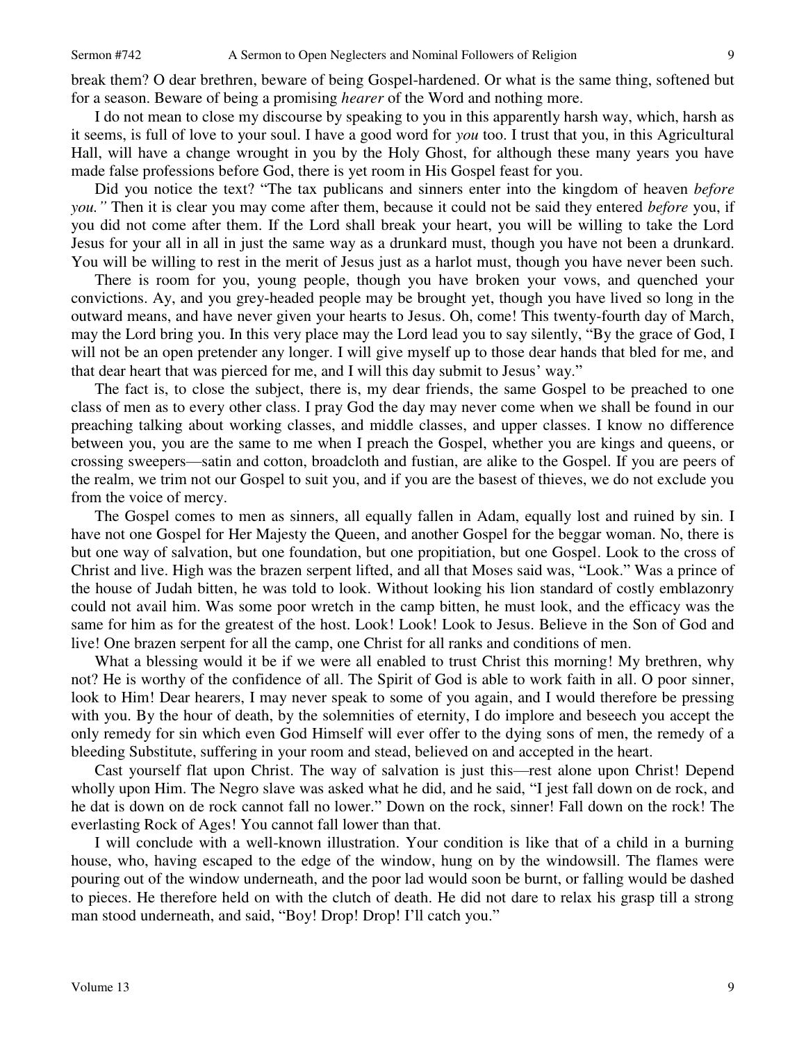break them? O dear brethren, beware of being Gospel-hardened. Or what is the same thing, softened but for a season. Beware of being a promising *hearer* of the Word and nothing more.

I do not mean to close my discourse by speaking to you in this apparently harsh way, which, harsh as it seems, is full of love to your soul. I have a good word for *you* too. I trust that you, in this Agricultural Hall, will have a change wrought in you by the Holy Ghost, for although these many years you have made false professions before God, there is yet room in His Gospel feast for you.

Did you notice the text? "The tax publicans and sinners enter into the kingdom of heaven *before you."* Then it is clear you may come after them, because it could not be said they entered *before* you, if you did not come after them. If the Lord shall break your heart, you will be willing to take the Lord Jesus for your all in all in just the same way as a drunkard must, though you have not been a drunkard. You will be willing to rest in the merit of Jesus just as a harlot must, though you have never been such.

There is room for you, young people, though you have broken your vows, and quenched your convictions. Ay, and you grey-headed people may be brought yet, though you have lived so long in the outward means, and have never given your hearts to Jesus. Oh, come! This twenty-fourth day of March, may the Lord bring you. In this very place may the Lord lead you to say silently, "By the grace of God, I will not be an open pretender any longer. I will give myself up to those dear hands that bled for me, and that dear heart that was pierced for me, and I will this day submit to Jesus' way."

The fact is, to close the subject, there is, my dear friends, the same Gospel to be preached to one class of men as to every other class. I pray God the day may never come when we shall be found in our preaching talking about working classes, and middle classes, and upper classes. I know no difference between you, you are the same to me when I preach the Gospel, whether you are kings and queens, or crossing sweepers—satin and cotton, broadcloth and fustian, are alike to the Gospel. If you are peers of the realm, we trim not our Gospel to suit you, and if you are the basest of thieves, we do not exclude you from the voice of mercy.

The Gospel comes to men as sinners, all equally fallen in Adam, equally lost and ruined by sin. I have not one Gospel for Her Majesty the Queen, and another Gospel for the beggar woman. No, there is but one way of salvation, but one foundation, but one propitiation, but one Gospel. Look to the cross of Christ and live. High was the brazen serpent lifted, and all that Moses said was, "Look." Was a prince of the house of Judah bitten, he was told to look. Without looking his lion standard of costly emblazonry could not avail him. Was some poor wretch in the camp bitten, he must look, and the efficacy was the same for him as for the greatest of the host. Look! Look! Look to Jesus. Believe in the Son of God and live! One brazen serpent for all the camp, one Christ for all ranks and conditions of men.

What a blessing would it be if we were all enabled to trust Christ this morning! My brethren, why not? He is worthy of the confidence of all. The Spirit of God is able to work faith in all. O poor sinner, look to Him! Dear hearers, I may never speak to some of you again, and I would therefore be pressing with you. By the hour of death, by the solemnities of eternity, I do implore and beseech you accept the only remedy for sin which even God Himself will ever offer to the dying sons of men, the remedy of a bleeding Substitute, suffering in your room and stead, believed on and accepted in the heart.

Cast yourself flat upon Christ. The way of salvation is just this—rest alone upon Christ! Depend wholly upon Him. The Negro slave was asked what he did, and he said, "I jest fall down on de rock, and he dat is down on de rock cannot fall no lower." Down on the rock, sinner! Fall down on the rock! The everlasting Rock of Ages! You cannot fall lower than that.

I will conclude with a well-known illustration. Your condition is like that of a child in a burning house, who, having escaped to the edge of the window, hung on by the windowsill. The flames were pouring out of the window underneath, and the poor lad would soon be burnt, or falling would be dashed to pieces. He therefore held on with the clutch of death. He did not dare to relax his grasp till a strong man stood underneath, and said, "Boy! Drop! Drop! I'll catch you."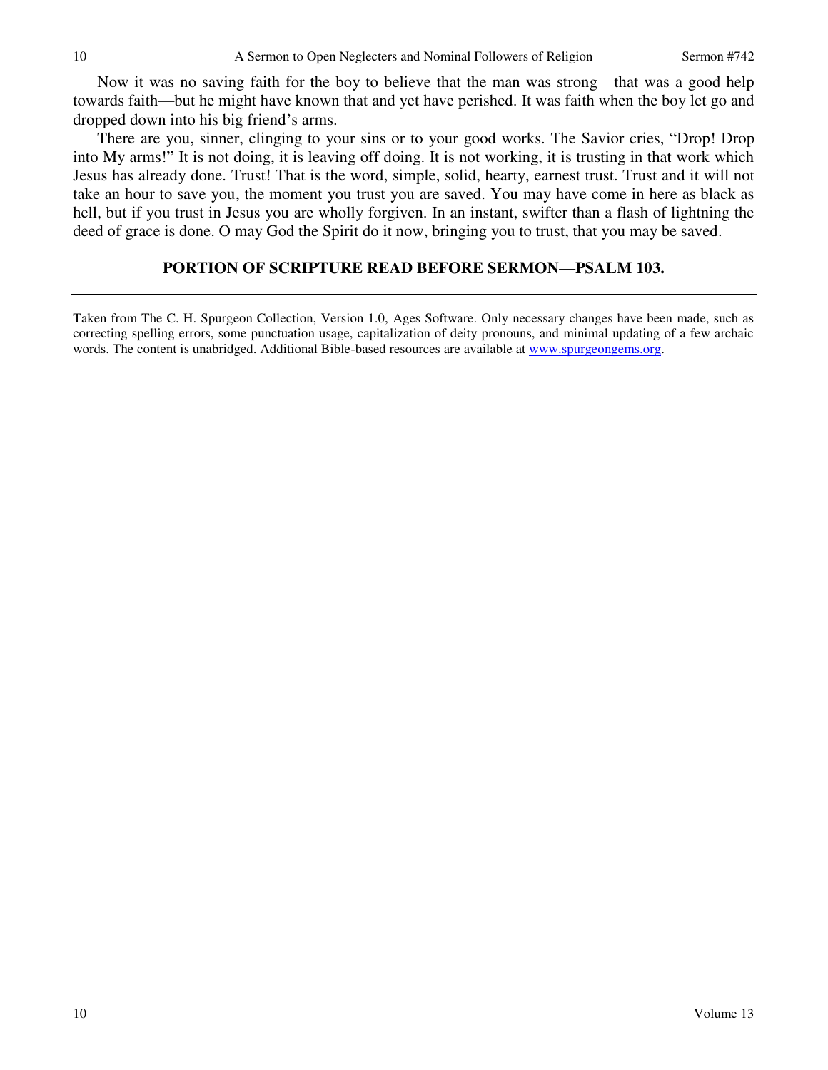Now it was no saving faith for the boy to believe that the man was strong—that was a good help towards faith—but he might have known that and yet have perished. It was faith when the boy let go and dropped down into his big friend's arms.

There are you, sinner, clinging to your sins or to your good works. The Savior cries, "Drop! Drop into My arms!" It is not doing, it is leaving off doing. It is not working, it is trusting in that work which Jesus has already done. Trust! That is the word, simple, solid, hearty, earnest trust. Trust and it will not take an hour to save you, the moment you trust you are saved. You may have come in here as black as hell, but if you trust in Jesus you are wholly forgiven. In an instant, swifter than a flash of lightning the deed of grace is done. O may God the Spirit do it now, bringing you to trust, that you may be saved.

**PORTION OF SCRIPTURE READ BEFORE SERMON—PSALM 103.**

---

Taken from The C. H. Spurgeon Collection, Version 1.0, Ages Software. Only necessary changes have been made, such as correcting spelling errors, some punctuation usage, capitalization of deity pronouns, and minimal updating of a few archaic words. The content is unabridged. Additional Bible-based resources are available at www.spurgeongems.org.